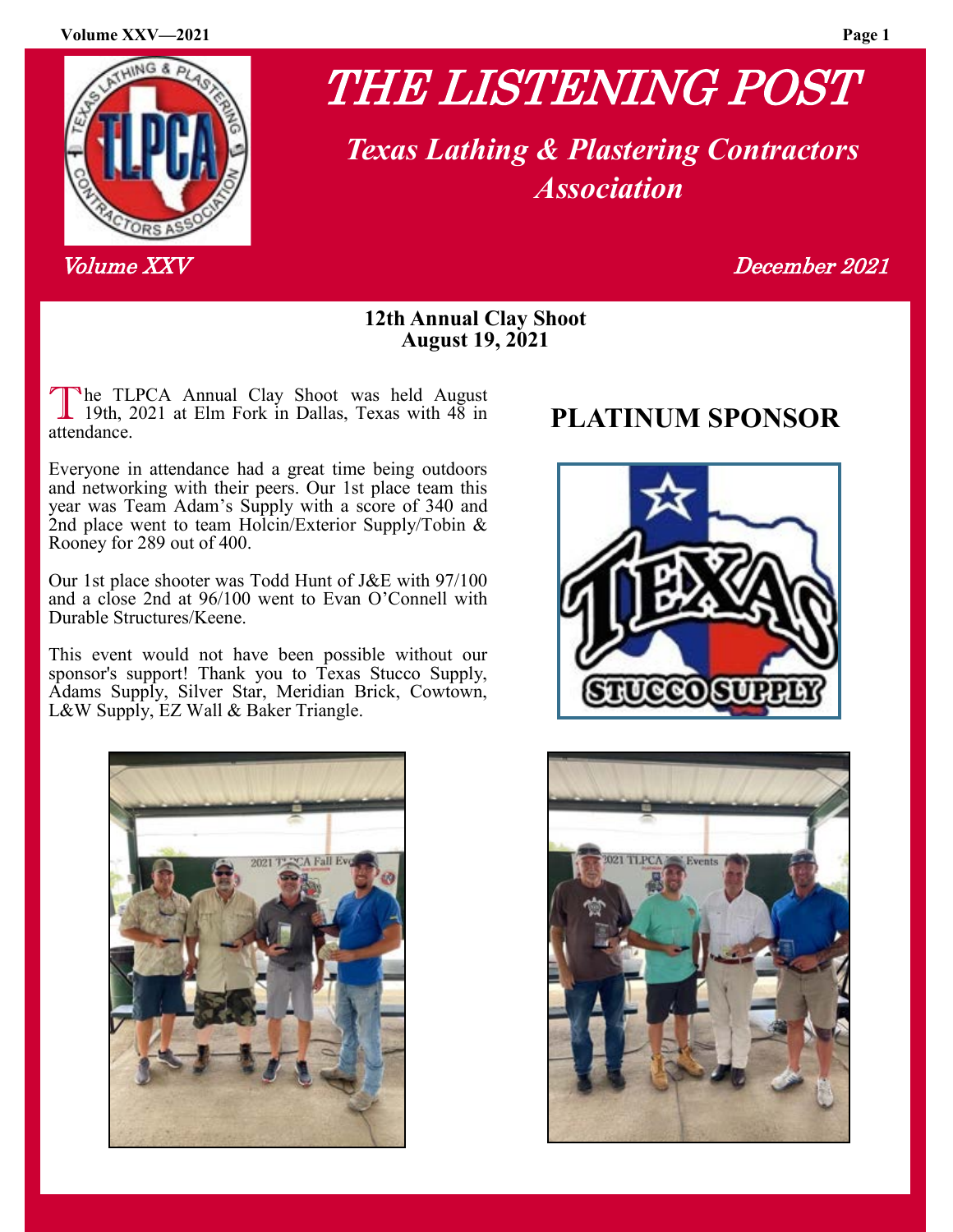# THE LISTENING POST

## *Texas Lathing & Plastering Contractors Association*

*Volume XXV* *December 2021*

### 12th Annual Clay Shoot
### August 19, 2021

The TLPCA Annual Clay Shoot was held August 19th, 2021 at Elm Fork in Dallas, Texas with 48 in attendance.

Everyone in attendance had a great time being outdoors and networking with their peers. Our 1st place team this year was Team Adam's Supply with a score of 340 and 2nd place went to team Holcin/Exterior Supply/Tobin & Rooney for 289 out of 400.

Our 1st place shooter was Todd Hunt of J&E with 97/100 and a close 2nd at 96/100 went to Evan O'Connell with Durable Structures/Keene.

This event would not have been possible without our sponsor's support! Thank you to Texas Stucco Supply, Adams Supply, Silver Star, Meridian Brick, Cowtown, L&W Supply, EZ Wall & Baker Triangle.

## PLATINUM SPONSOR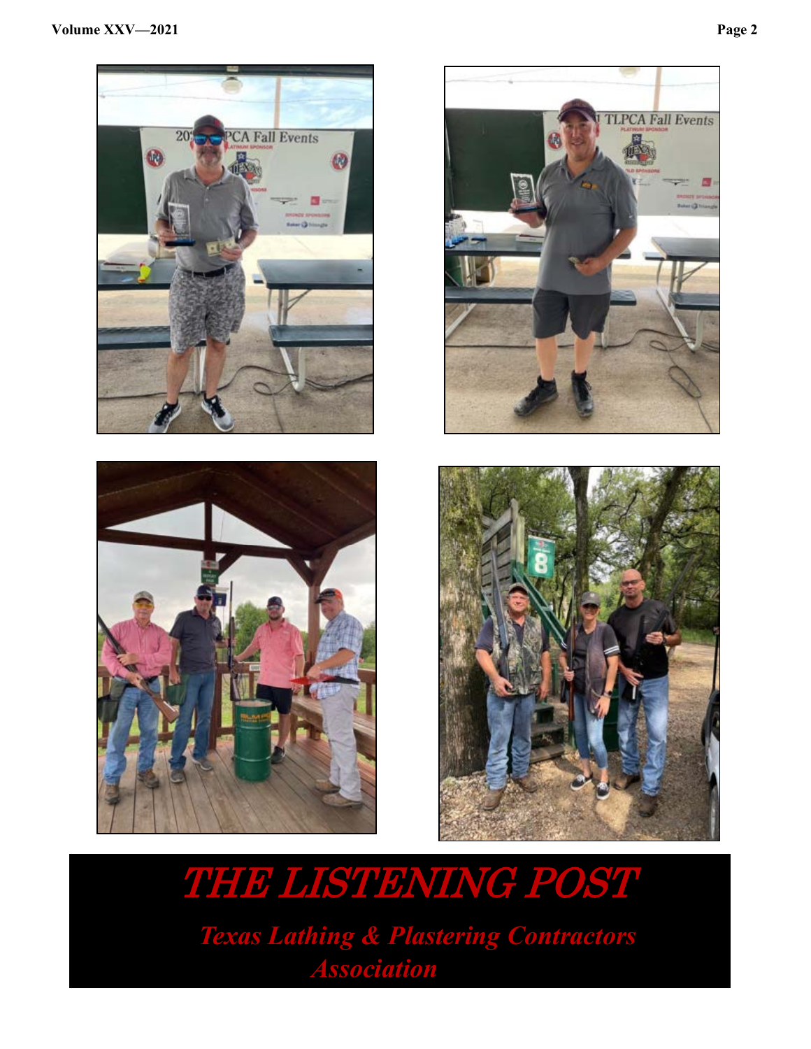# *THE LISTENING POST*

***Texas Lathing & Plastering Contractors Association***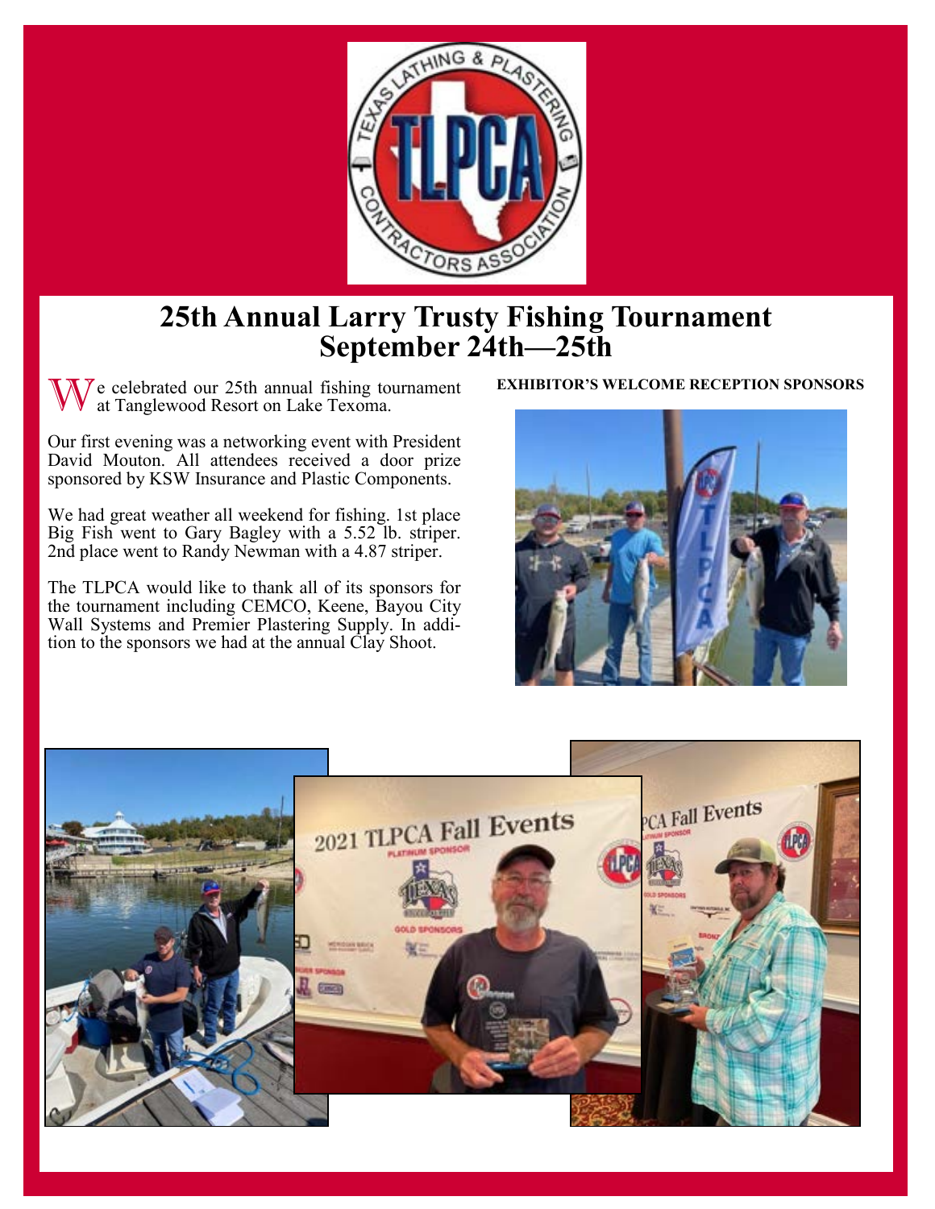# 25th Annual Larry Trusty Fishing Tournament
# September 24th—25th

We celebrated our 25th annual fishing tournament at Tanglewood Resort on Lake Texoma.

Our first evening was a networking event with President David Mouton. All attendees received a door prize sponsored by KSW Insurance and Plastic Components.

We had great weather all weekend for fishing. 1st place Big Fish went to Gary Bagley with a 5.52 lb. striper. 2nd place went to Randy Newman with a 4.87 striper.

The TLPCA would like to thank all of its sponsors for the tournament including CEMCO, Keene, Bayou City Wall Systems and Premier Plastering Supply. In addition to the sponsors we had at the annual Clay Shoot.

**EXHIBITOR'S WELCOME RECEPTION SPONSORS**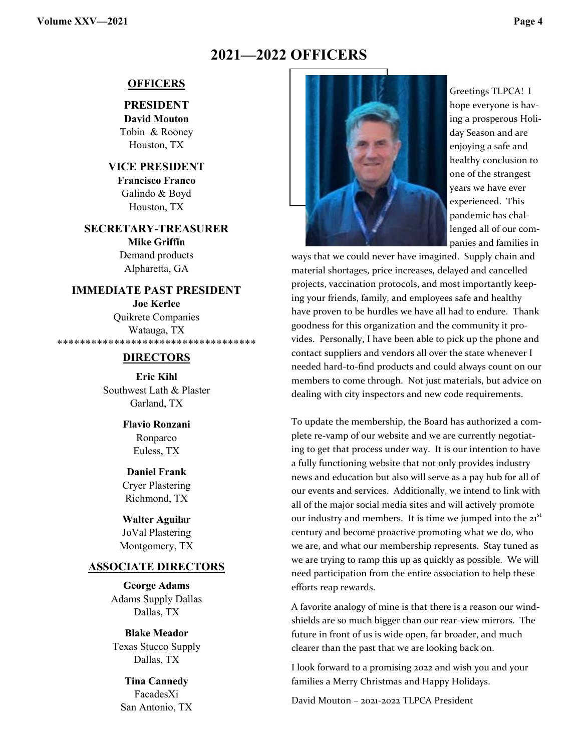# 2021—2022 OFFICERS

## OFFICERS

**PRESIDENT**
**David Mouton**
Tobin & Rooney
Houston, TX

**VICE PRESIDENT**
**Francisco Franco**
Galindo & Boyd
Houston, TX

**SECRETARY-TREASURER**
**Mike Griffin**
Demand products
Alpharetta, GA

**IMMEDIATE PAST PRESIDENT**
**Joe Kerlee**
Quikrete Companies
Watauga, TX

***********************************

## DIRECTORS

**Eric Kihl**
Southwest Lath & Plaster
Garland, TX

**Flavio Ronzani**
Ronparco
Euless, TX

**Daniel Frank**
Cryer Plastering
Richmond, TX

**Walter Aguilar**
JoVal Plastering
Montgomery, TX

## ASSOCIATE DIRECTORS

**George Adams**
Adams Supply Dallas
Dallas, TX

**Blake Meador**
Texas Stucco Supply
Dallas, TX

**Tina Cannedy**
FacadesXi
San Antonio, TX

Greetings TLPCA! I hope everyone is having a prosperous Holiday Season and are enjoying a safe and healthy conclusion to one of the strangest years we have ever experienced. This pandemic has challenged all of our companies and families in ways that we could never have imagined. Supply chain and material shortages, price increases, delayed and cancelled projects, vaccination protocols, and most importantly keeping your friends, family, and employees safe and healthy have proven to be hurdles we have all had to endure. Thank goodness for this organization and the community it provides. Personally, I have been able to pick up the phone and contact suppliers and vendors all over the state whenever I needed hard-to-find products and could always count on our members to come through. Not just materials, but advice on dealing with city inspectors and new code requirements.

To update the membership, the Board has authorized a complete re-vamp of our website and we are currently negotiating to get that process under way. It is our intention to have a fully functioning website that not only provides industry news and education but also will serve as a pay hub for all of our events and services. Additionally, we intend to link with all of the major social media sites and will actively promote our industry and members. It is time we jumped into the 21st century and become proactive promoting what we do, who we are, and what our membership represents. Stay tuned as we are trying to ramp this up as quickly as possible. We will need participation from the entire association to help these efforts reap rewards.

A favorite analogy of mine is that there is a reason our windshields are so much bigger than our rear-view mirrors. The future in front of us is wide open, far broader, and much clearer than the past that we are looking back on.

I look forward to a promising 2022 and wish you and your families a Merry Christmas and Happy Holidays.

David Mouton – 2021-2022 TLPCA President